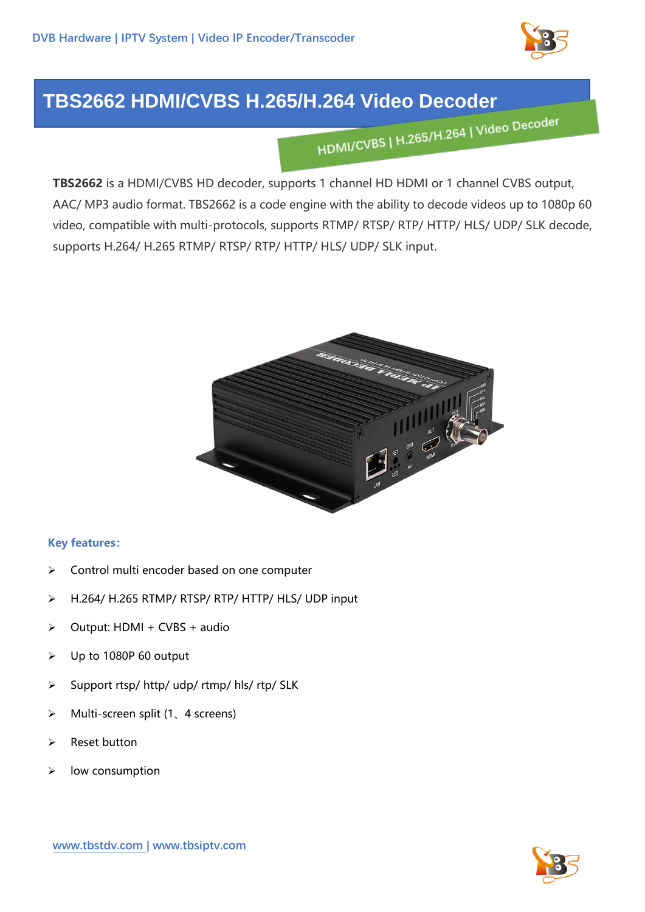# TBS2662 HDMI/CVBS H.265/H.264 Video Decoder

HDMI/CVBS | H.265/H.264 | Video Decoder

**TBS2662** is a HDMI/CVBS HD decoder, supports 1 channel HD HDMI or 1 channel CVBS output, AAC/ MP3 audio format. TBS2662 is a code engine with the ability to decode videos up to 1080p 60 video, compatible with multi-protocols, supports RTMP/ RTSP/ RTP/ HTTP/ HLS/ UDP/ SLK decode, supports H.264/ H.265 RTMP/ RTSP/ RTP/ HTTP/ HLS/ UDP/ SLK input.

## Key features:

- Control multi encoder based on one computer
- H.264/ H.265 RTMP/ RTSP/ RTP/ HTTP/ HLS/ UDP input
- Output: HDMI + CVBS + audio
- Up to 1080P 60 output
- Support rtsp/ http/ udp/ rtmp/ hls/ rtp/ SLK
- Multi-screen split (1、4 screens)
- Reset button
- low consumption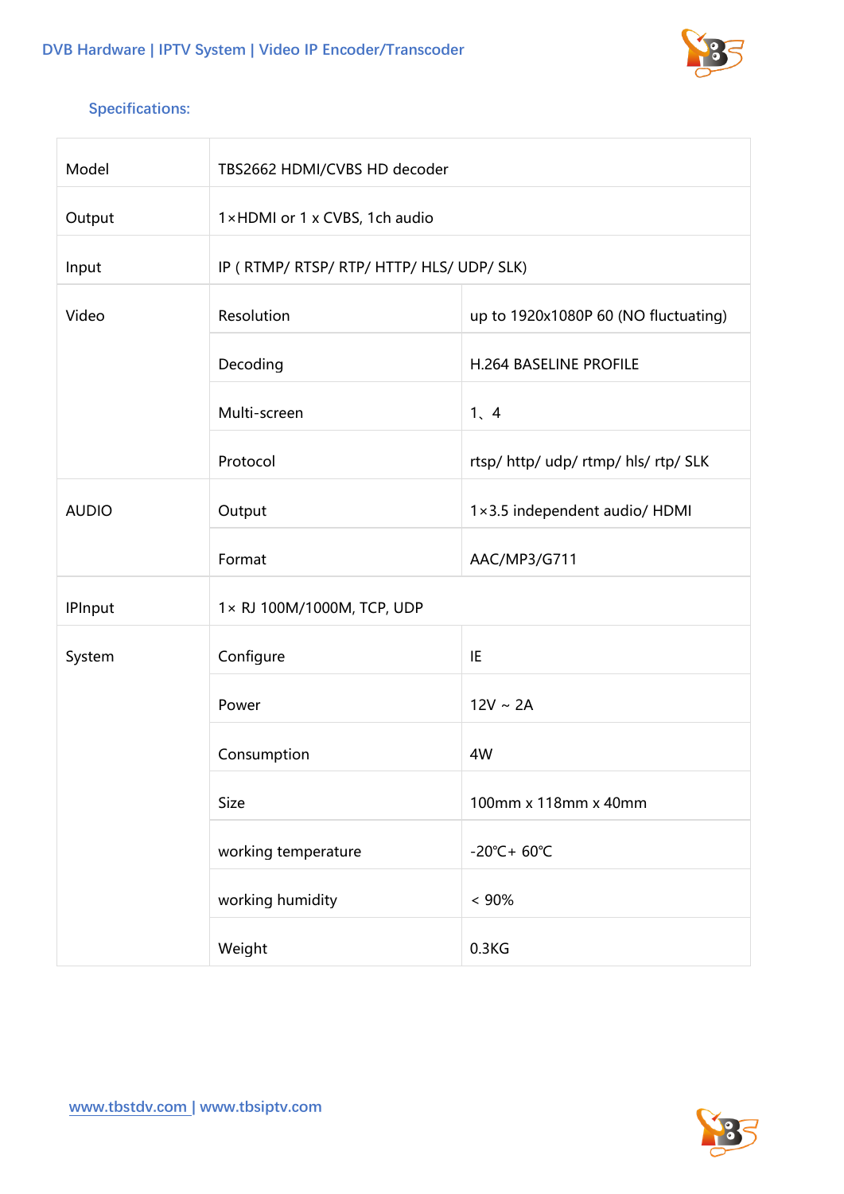### Specifications:

| | | |
|---|---|---|
| Model | TBS2662 HDMI/CVBS HD decoder | |
| Output | 1×HDMI or 1 x CVBS, 1ch audio | |
| Input | IP ( RTMP/ RTSP/ RTP/ HTTP/ HLS/ UDP/ SLK) | |
| Video | Resolution | up to 1920x1080P 60 (NO fluctuating) |
| | Decoding | H.264 BASELINE PROFILE |
| | Multi-screen | 1、4 |
| | Protocol | rtsp/ http/ udp/ rtmp/ hls/ rtp/ SLK |
| AUDIO | Output | 1×3.5 independent audio/ HDMI |
| | Format | AAC/MP3/G711 |
| IPInput | 1× RJ 100M/1000M, TCP, UDP | |
| System | Configure | IE |
| | Power | 12V ~ 2A |
| | Consumption | 4W |
| | Size | 100mm x 118mm x 40mm |
| | working temperature | -20℃+ 60℃ |
| | working humidity | < 90% |
| | Weight | 0.3KG |